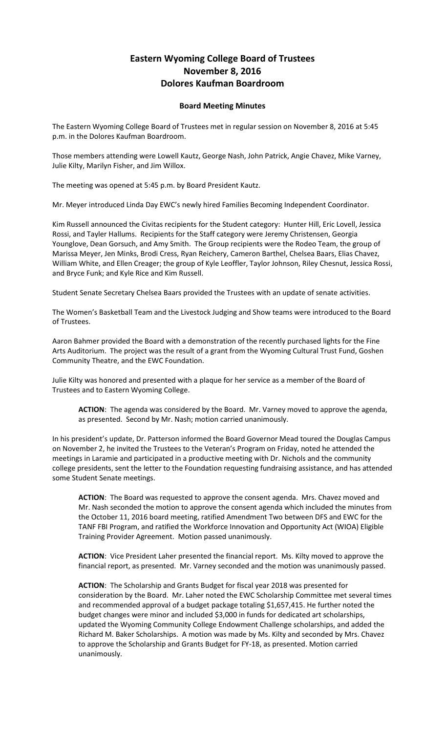# Eastern Wyoming College Board of Trustees
# November 8, 2016
# Dolores Kaufman Boardroom

## Board Meeting Minutes

The Eastern Wyoming College Board of Trustees met in regular session on November 8, 2016 at 5:45 p.m. in the Dolores Kaufman Boardroom.

Those members attending were Lowell Kautz, George Nash, John Patrick, Angie Chavez, Mike Varney, Julie Kilty, Marilyn Fisher, and Jim Willox.

The meeting was opened at 5:45 p.m. by Board President Kautz.

Mr. Meyer introduced Linda Day EWC's newly hired Families Becoming Independent Coordinator.

Kim Russell announced the Civitas recipients for the Student category: Hunter Hill, Eric Lovell, Jessica Rossi, and Tayler Hallums. Recipients for the Staff category were Jeremy Christensen, Georgia Younglove, Dean Gorsuch, and Amy Smith. The Group recipients were the Rodeo Team, the group of Marissa Meyer, Jen Minks, Brodi Cress, Ryan Reichery, Cameron Barthel, Chelsea Baars, Elias Chavez, William White, and Ellen Creager; the group of Kyle Leoffler, Taylor Johnson, Riley Chesnut, Jessica Rossi, and Bryce Funk; and Kyle Rice and Kim Russell.

Student Senate Secretary Chelsea Baars provided the Trustees with an update of senate activities.

The Women's Basketball Team and the Livestock Judging and Show teams were introduced to the Board of Trustees.

Aaron Bahmer provided the Board with a demonstration of the recently purchased lights for the Fine Arts Auditorium. The project was the result of a grant from the Wyoming Cultural Trust Fund, Goshen Community Theatre, and the EWC Foundation.

Julie Kilty was honored and presented with a plaque for her service as a member of the Board of Trustees and to Eastern Wyoming College.

> **ACTION**: The agenda was considered by the Board. Mr. Varney moved to approve the agenda, as presented. Second by Mr. Nash; motion carried unanimously.

In his president's update, Dr. Patterson informed the Board Governor Mead toured the Douglas Campus on November 2, he invited the Trustees to the Veteran's Program on Friday, noted he attended the meetings in Laramie and participated in a productive meeting with Dr. Nichols and the community college presidents, sent the letter to the Foundation requesting fundraising assistance, and has attended some Student Senate meetings.

> **ACTION**: The Board was requested to approve the consent agenda. Mrs. Chavez moved and Mr. Nash seconded the motion to approve the consent agenda which included the minutes from the October 11, 2016 board meeting, ratified Amendment Two between DFS and EWC for the TANF FBI Program, and ratified the Workforce Innovation and Opportunity Act (WIOA) Eligible Training Provider Agreement. Motion passed unanimously.

> **ACTION**: Vice President Laher presented the financial report. Ms. Kilty moved to approve the financial report, as presented. Mr. Varney seconded and the motion was unanimously passed.

> **ACTION**: The Scholarship and Grants Budget for fiscal year 2018 was presented for consideration by the Board. Mr. Laher noted the EWC Scholarship Committee met several times and recommended approval of a budget package totaling $1,657,415. He further noted the budget changes were minor and included $3,000 in funds for dedicated art scholarships, updated the Wyoming Community College Endowment Challenge scholarships, and added the Richard M. Baker Scholarships. A motion was made by Ms. Kilty and seconded by Mrs. Chavez to approve the Scholarship and Grants Budget for FY-18, as presented. Motion carried unanimously.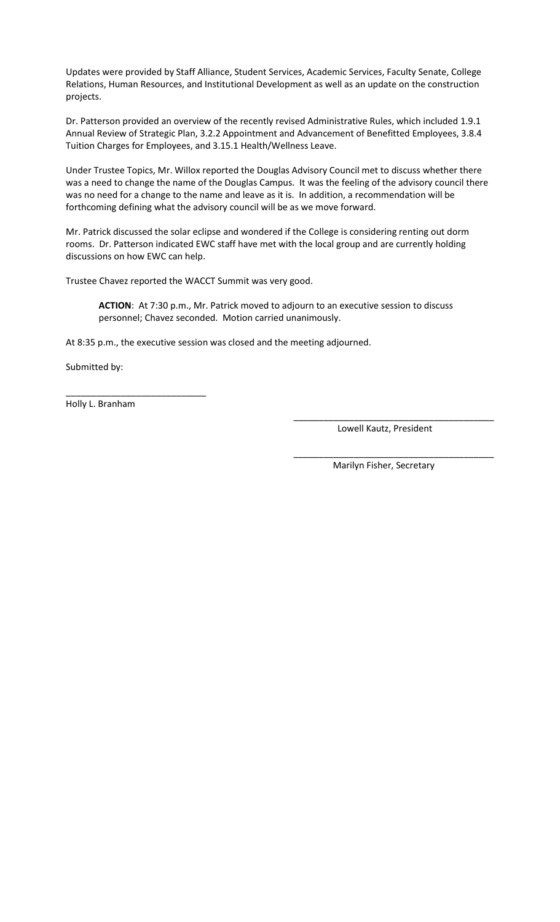Updates were provided by Staff Alliance, Student Services, Academic Services, Faculty Senate, College Relations, Human Resources, and Institutional Development as well as an update on the construction projects.

Dr. Patterson provided an overview of the recently revised Administrative Rules, which included 1.9.1 Annual Review of Strategic Plan, 3.2.2 Appointment and Advancement of Benefitted Employees, 3.8.4 Tuition Charges for Employees, and 3.15.1 Health/Wellness Leave.

Under Trustee Topics, Mr. Willox reported the Douglas Advisory Council met to discuss whether there was a need to change the name of the Douglas Campus. It was the feeling of the advisory council there was no need for a change to the name and leave as it is. In addition, a recommendation will be forthcoming defining what the advisory council will be as we move forward.

Mr. Patrick discussed the solar eclipse and wondered if the College is considering renting out dorm rooms. Dr. Patterson indicated EWC staff have met with the local group and are currently holding discussions on how EWC can help.

Trustee Chavez reported the WACCT Summit was very good.

> **ACTION**: At 7:30 p.m., Mr. Patrick moved to adjourn to an executive session to discuss personnel; Chavez seconded. Motion carried unanimously.

At 8:35 p.m., the executive session was closed and the meeting adjourned.

Submitted by:

\_\_\_\_\_\_\_\_\_\_\_\_\_\_\_\_\_\_\_\_\_\_\_\_\_\_\_\_
Holly L. Branham

\_\_\_\_\_\_\_\_\_\_\_\_\_\_\_\_\_\_\_\_\_\_\_\_\_\_\_\_\_\_\_\_\_\_\_\_\_\_\_\_
Lowell Kautz, President

\_\_\_\_\_\_\_\_\_\_\_\_\_\_\_\_\_\_\_\_\_\_\_\_\_\_\_\_\_\_\_\_\_\_\_\_\_\_\_\_
Marilyn Fisher, Secretary